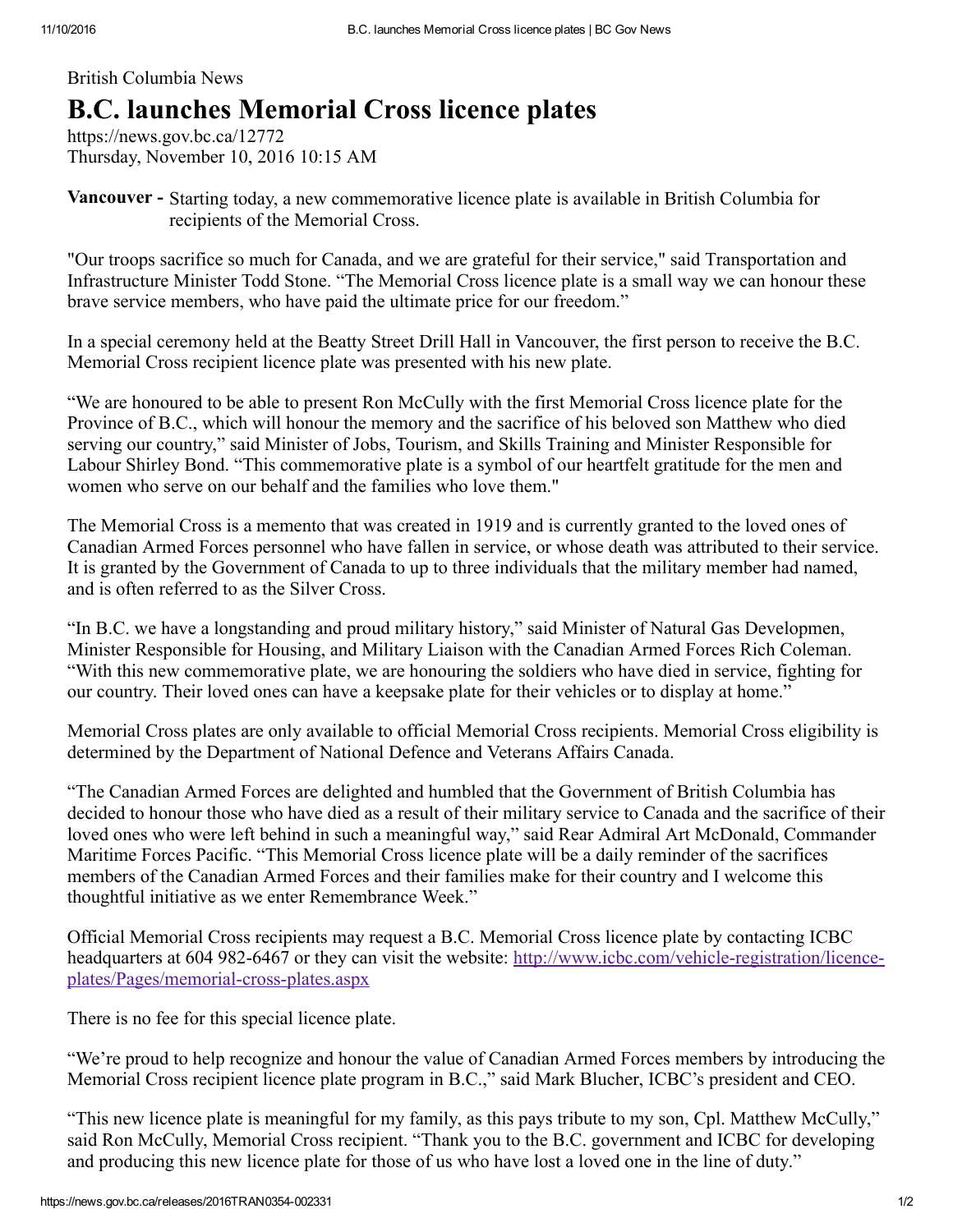British Columbia News

# B.C. launches Memorial Cross licence plates

https://news.gov.bc.ca/12772
Thursday, November 10, 2016 10:15 AM

**Vancouver -** Starting today, a new commemorative licence plate is available in British Columbia for recipients of the Memorial Cross.

"Our troops sacrifice so much for Canada, and we are grateful for their service," said Transportation and Infrastructure Minister Todd Stone. "The Memorial Cross licence plate is a small way we can honour these brave service members, who have paid the ultimate price for our freedom."

In a special ceremony held at the Beatty Street Drill Hall in Vancouver, the first person to receive the B.C. Memorial Cross recipient licence plate was presented with his new plate.

"We are honoured to be able to present Ron McCully with the first Memorial Cross licence plate for the Province of B.C., which will honour the memory and the sacrifice of his beloved son Matthew who died serving our country," said Minister of Jobs, Tourism, and Skills Training and Minister Responsible for Labour Shirley Bond. "This commemorative plate is a symbol of our heartfelt gratitude for the men and women who serve on our behalf and the families who love them."

The Memorial Cross is a memento that was created in 1919 and is currently granted to the loved ones of Canadian Armed Forces personnel who have fallen in service, or whose death was attributed to their service. It is granted by the Government of Canada to up to three individuals that the military member had named, and is often referred to as the Silver Cross.

"In B.C. we have a longstanding and proud military history," said Minister of Natural Gas Developmen, Minister Responsible for Housing, and Military Liaison with the Canadian Armed Forces Rich Coleman. "With this new commemorative plate, we are honouring the soldiers who have died in service, fighting for our country. Their loved ones can have a keepsake plate for their vehicles or to display at home."

Memorial Cross plates are only available to official Memorial Cross recipients. Memorial Cross eligibility is determined by the Department of National Defence and Veterans Affairs Canada.

"The Canadian Armed Forces are delighted and humbled that the Government of British Columbia has decided to honour those who have died as a result of their military service to Canada and the sacrifice of their loved ones who were left behind in such a meaningful way," said Rear Admiral Art McDonald, Commander Maritime Forces Pacific. "This Memorial Cross licence plate will be a daily reminder of the sacrifices members of the Canadian Armed Forces and their families make for their country and I welcome this thoughtful initiative as we enter Remembrance Week."

Official Memorial Cross recipients may request a B.C. Memorial Cross licence plate by contacting ICBC headquarters at 604 982-6467 or they can visit the website: [http://www.icbc.com/vehicle-registration/licence-plates/Pages/memorial-cross-plates.aspx](http://www.icbc.com/vehicle-registration/licence-plates/Pages/memorial-cross-plates.aspx)

There is no fee for this special licence plate.

"We're proud to help recognize and honour the value of Canadian Armed Forces members by introducing the Memorial Cross recipient licence plate program in B.C.," said Mark Blucher, ICBC's president and CEO.

"This new licence plate is meaningful for my family, as this pays tribute to my son, Cpl. Matthew McCully," said Ron McCully, Memorial Cross recipient. "Thank you to the B.C. government and ICBC for developing and producing this new licence plate for those of us who have lost a loved one in the line of duty."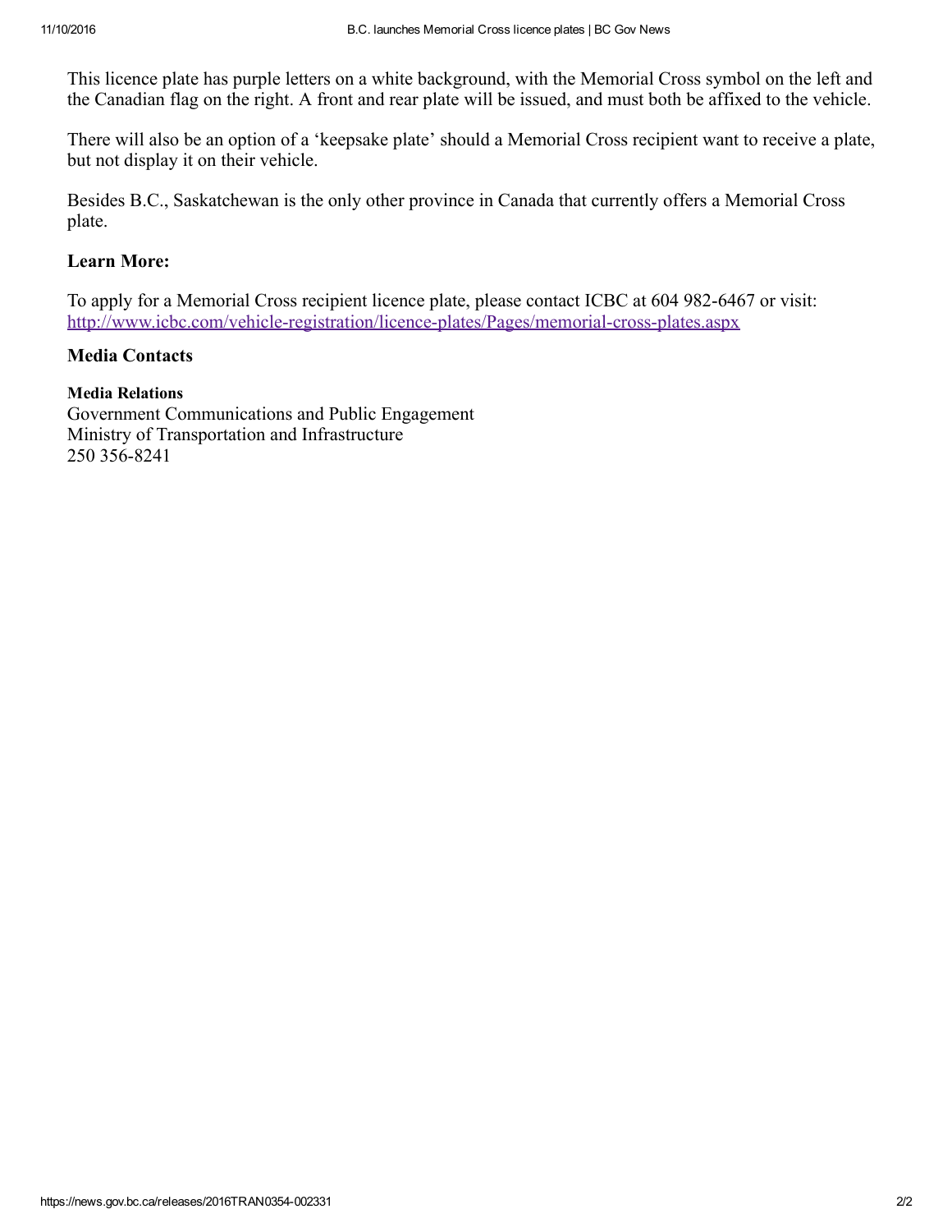This licence plate has purple letters on a white background, with the Memorial Cross symbol on the left and the Canadian flag on the right. A front and rear plate will be issued, and must both be affixed to the vehicle.

There will also be an option of a 'keepsake plate' should a Memorial Cross recipient want to receive a plate, but not display it on their vehicle.

Besides B.C., Saskatchewan is the only other province in Canada that currently offers a Memorial Cross plate.

### Learn More:

To apply for a Memorial Cross recipient licence plate, please contact ICBC at 604 982-6467 or visit: http://www.icbc.com/vehicle-registration/licence-plates/Pages/memorial-cross-plates.aspx

### Media Contacts

**Media Relations**
Government Communications and Public Engagement
Ministry of Transportation and Infrastructure
250 356-8241